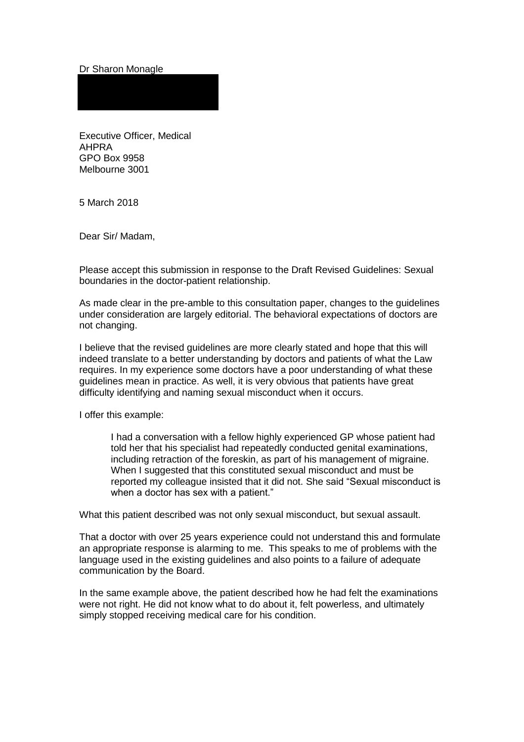Dr Sharon Monagle

Executive Officer, Medical
AHPRA
GPO Box 9958
Melbourne 3001

5 March 2018

Dear Sir/ Madam,

Please accept this submission in response to the Draft Revised Guidelines: Sexual boundaries in the doctor-patient relationship.

As made clear in the pre-amble to this consultation paper, changes to the guidelines under consideration are largely editorial. The behavioral expectations of doctors are not changing.

I believe that the revised guidelines are more clearly stated and hope that this will indeed translate to a better understanding by doctors and patients of what the Law requires. In my experience some doctors have a poor understanding of what these guidelines mean in practice. As well, it is very obvious that patients have great difficulty identifying and naming sexual misconduct when it occurs.

I offer this example:

> I had a conversation with a fellow highly experienced GP whose patient had told her that his specialist had repeatedly conducted genital examinations, including retraction of the foreskin, as part of his management of migraine. When I suggested that this constituted sexual misconduct and must be reported my colleague insisted that it did not. She said "Sexual misconduct is when a doctor has sex with a patient."

What this patient described was not only sexual misconduct, but sexual assault.

That a doctor with over 25 years experience could not understand this and formulate an appropriate response is alarming to me. This speaks to me of problems with the language used in the existing guidelines and also points to a failure of adequate communication by the Board.

In the same example above, the patient described how he had felt the examinations were not right. He did not know what to do about it, felt powerless, and ultimately simply stopped receiving medical care for his condition.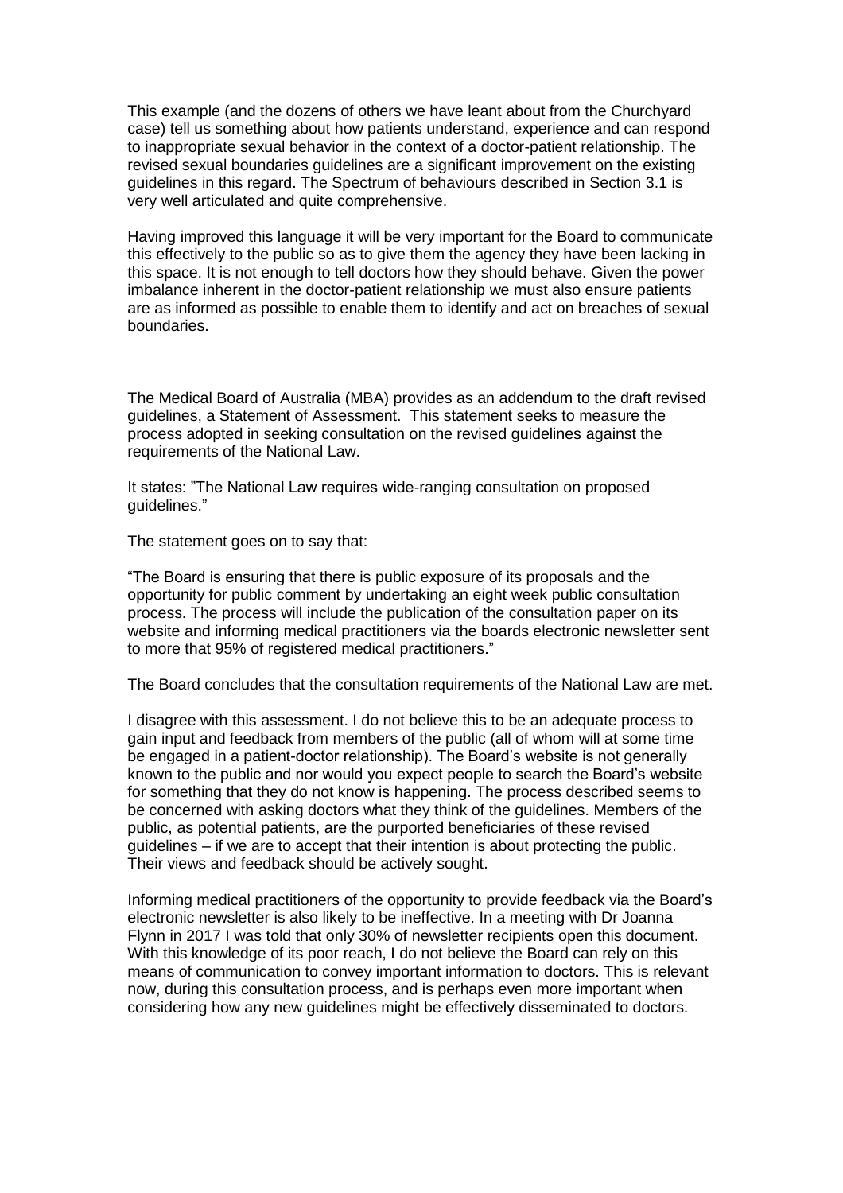This example (and the dozens of others we have leant about from the Churchyard case) tell us something about how patients understand, experience and can respond to inappropriate sexual behavior in the context of a doctor-patient relationship. The revised sexual boundaries guidelines are a significant improvement on the existing guidelines in this regard. The Spectrum of behaviours described in Section 3.1 is very well articulated and quite comprehensive.

Having improved this language it will be very important for the Board to communicate this effectively to the public so as to give them the agency they have been lacking in this space. It is not enough to tell doctors how they should behave. Given the power imbalance inherent in the doctor-patient relationship we must also ensure patients are as informed as possible to enable them to identify and act on breaches of sexual boundaries.

The Medical Board of Australia (MBA) provides as an addendum to the draft revised guidelines, a Statement of Assessment. This statement seeks to measure the process adopted in seeking consultation on the revised guidelines against the requirements of the National Law.

It states: "The National Law requires wide-ranging consultation on proposed guidelines."

The statement goes on to say that:

"The Board is ensuring that there is public exposure of its proposals and the opportunity for public comment by undertaking an eight week public consultation process. The process will include the publication of the consultation paper on its website and informing medical practitioners via the boards electronic newsletter sent to more that 95% of registered medical practitioners."

The Board concludes that the consultation requirements of the National Law are met.

I disagree with this assessment. I do not believe this to be an adequate process to gain input and feedback from members of the public (all of whom will at some time be engaged in a patient-doctor relationship). The Board's website is not generally known to the public and nor would you expect people to search the Board's website for something that they do not know is happening. The process described seems to be concerned with asking doctors what they think of the guidelines. Members of the public, as potential patients, are the purported beneficiaries of these revised guidelines – if we are to accept that their intention is about protecting the public. Their views and feedback should be actively sought.

Informing medical practitioners of the opportunity to provide feedback via the Board's electronic newsletter is also likely to be ineffective. In a meeting with Dr Joanna Flynn in 2017 I was told that only 30% of newsletter recipients open this document. With this knowledge of its poor reach, I do not believe the Board can rely on this means of communication to convey important information to doctors. This is relevant now, during this consultation process, and is perhaps even more important when considering how any new guidelines might be effectively disseminated to doctors.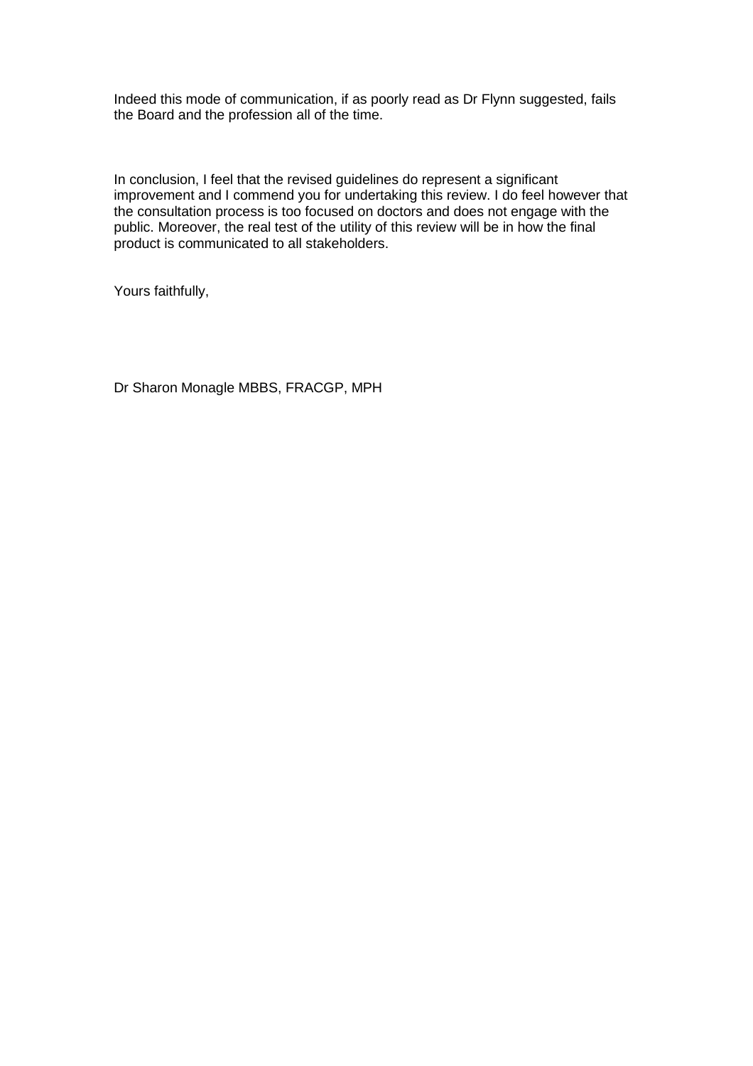Indeed this mode of communication, if as poorly read as Dr Flynn suggested, fails the Board and the profession all of the time.

In conclusion, I feel that the revised guidelines do represent a significant improvement and I commend you for undertaking this review. I do feel however that the consultation process is too focused on doctors and does not engage with the public. Moreover, the real test of the utility of this review will be in how the final product is communicated to all stakeholders.

Yours faithfully,

Dr Sharon Monagle MBBS, FRACGP, MPH